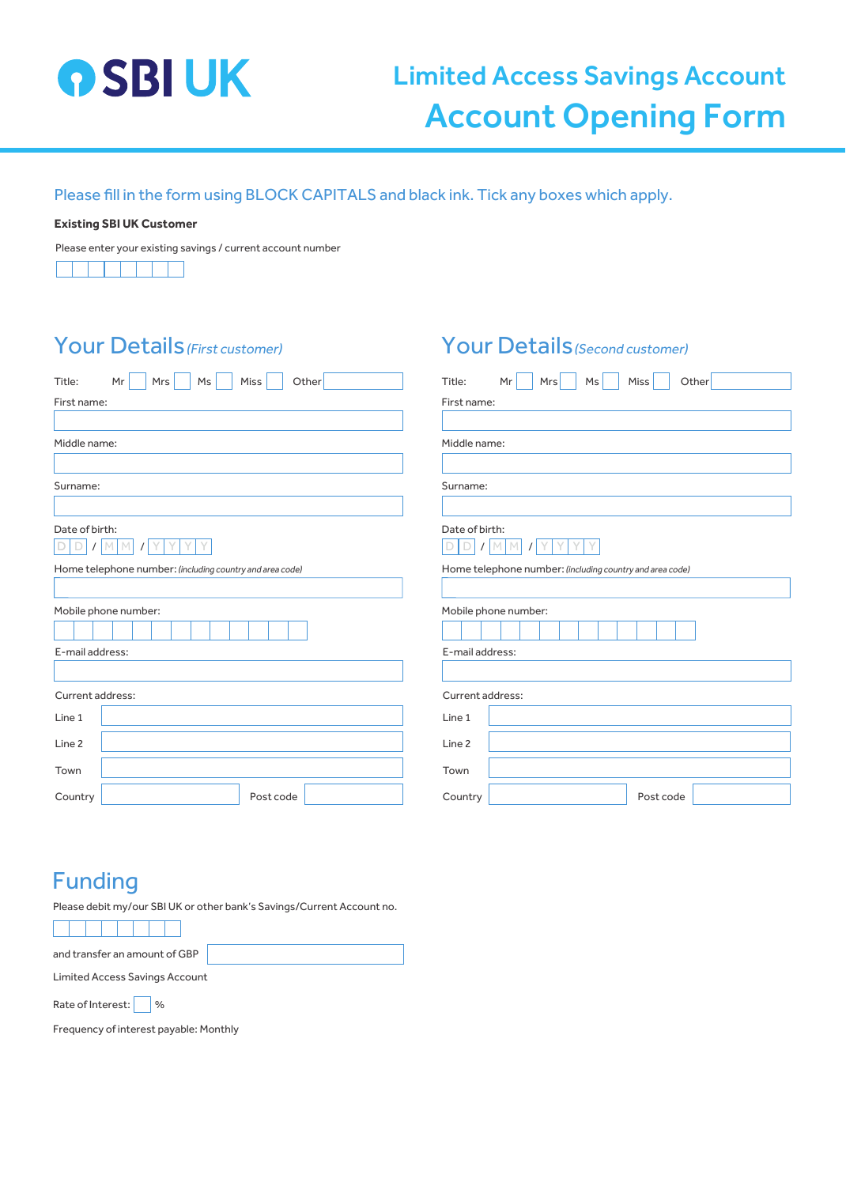# SBI UK

## Limited Access Savings Account

## Account Opening Form

Please fill in the form using BLOCK CAPITALS and black ink. Tick any boxes which apply.

**Existing SBI UK Customer**

Please enter your existing savings / current account number

## Your Details *(First customer)*

Title: Mr ☐ Mrs ☐ Ms ☐ Miss ☐ Other

First name:

Middle name:

Surname:

Date of birth: D D / M M / Y Y Y Y

Home telephone number: *(including country and area code)*

Mobile phone number:

E-mail address:

Current address:

Line 1

Line 2

Town

Country

Post code

## Your Details *(Second customer)*

Title: Mr ☐ Mrs ☐ Ms ☐ Miss ☐ Other

First name:

Middle name:

Surname:

Date of birth: D D / M M / Y Y Y Y

Home telephone number: *(including country and area code)*

Mobile phone number:

E-mail address:

Current address:

Line 1

Line 2

Town

Country

Post code

## Funding

Please debit my/our SBI UK or other bank's Savings/Current Account no.

and transfer an amount of GBP

Limited Access Savings Account

Rate of Interest: ☐ %

Frequency of interest payable: Monthly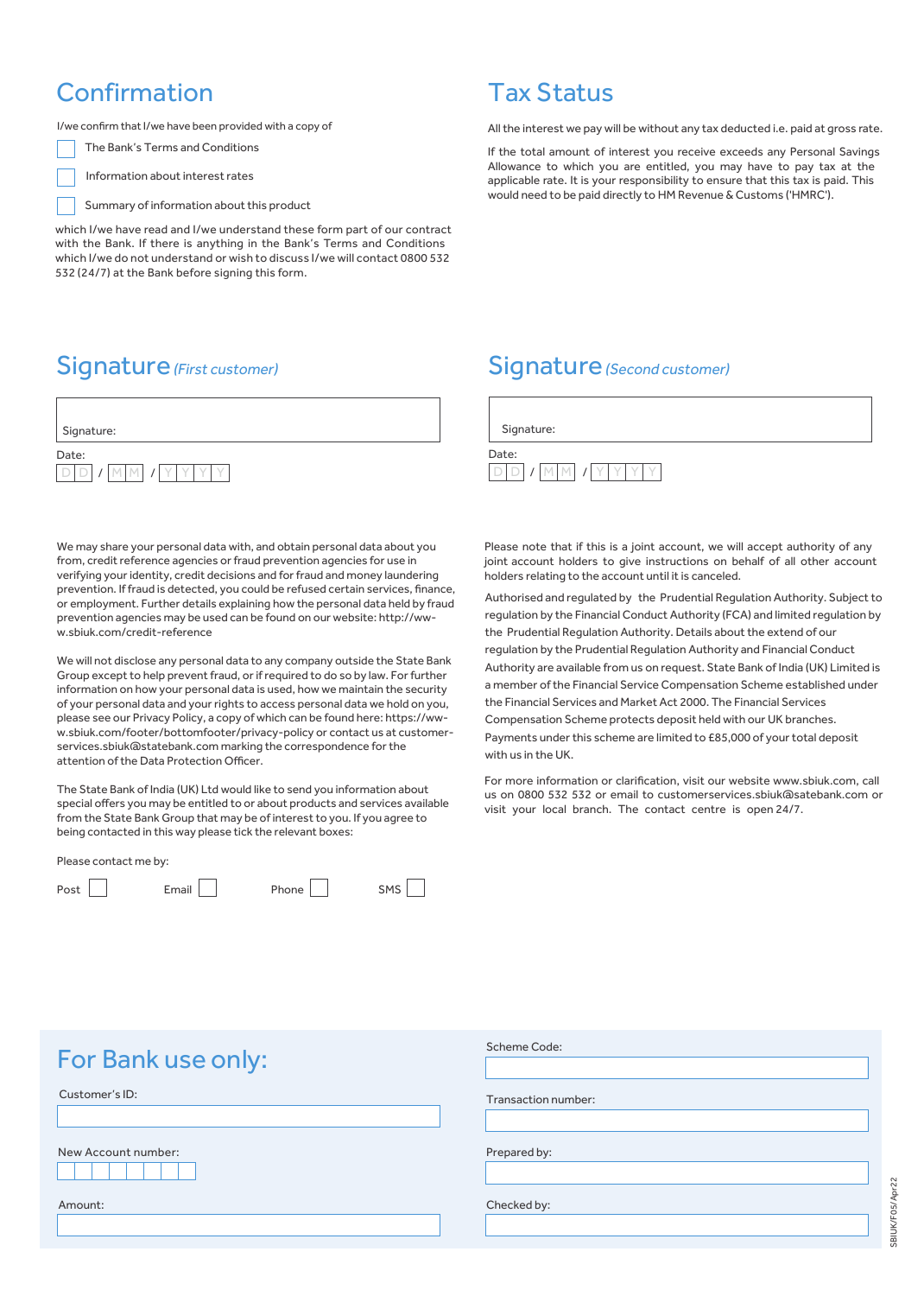## Confirmation

I/we confirm that I/we have been provided with a copy of

- ☐ The Bank's Terms and Conditions
- ☐ Information about interest rates
- ☐ Summary of information about this product

which I/we have read and I/we understand these form part of our contract with the Bank. If there is anything in the Bank's Terms and Conditions which I/we do not understand or wish to discuss I/we will contact 0800 532 532 (24/7) at the Bank before signing this form.

## Tax Status

All the interest we pay will be without any tax deducted i.e. paid at gross rate.

If the total amount of interest you receive exceeds any Personal Savings Allowance to which you are entitled, you may have to pay tax at the applicable rate. It is your responsibility to ensure that this tax is paid. This would need to be paid directly to HM Revenue & Customs ('HMRC').

## Signature *(First customer)*

Signature:

Date: D D / M M / Y Y Y Y

## Signature *(Second customer)*

Signature:

Date: D D / M M / Y Y Y Y

We may share your personal data with, and obtain personal data about you from, credit reference agencies or fraud prevention agencies for use in verifying your identity, credit decisions and for fraud and money laundering prevention. If fraud is detected, you could be refused certain services, finance, or employment. Further details explaining how the personal data held by fraud prevention agencies may be used can be found on our website: http://www.sbiuk.com/credit-reference

We will not disclose any personal data to any company outside the State Bank Group except to help prevent fraud, or if required to do so by law. For further information on how your personal data is used, how we maintain the security of your personal data and your rights to access personal data we hold on you, please see our Privacy Policy, a copy of which can be found here: https://www.sbiuk.com/footer/bottomfooter/privacy-policy or contact us at customer-services.sbiuk@statebank.com marking the correspondence for the attention of the Data Protection Officer.

The State Bank of India (UK) Ltd would like to send you information about special offers you may be entitled to or about products and services available from the State Bank Group that may be of interest to you. If you agree to being contacted in this way please tick the relevant boxes:

Please contact me by:

Post ☐ Email ☐ Phone ☐ SMS ☐

Please note that if this is a joint account, we will accept authority of any joint account holders to give instructions on behalf of all other account holders relating to the account until it is canceled.

Authorised and regulated by the Prudential Regulation Authority. Subject to regulation by the Financial Conduct Authority (FCA) and limited regulation by the Prudential Regulation Authority. Details about the extend of our regulation by the Prudential Regulation Authority and Financial Conduct Authority are available from us on request. State Bank of India (UK) Limited is a member of the Financial Service Compensation Scheme established under the Financial Services and Market Act 2000. The Financial Services Compensation Scheme protects deposit held with our UK branches. Payments under this scheme are limited to £85,000 of your total deposit with us in the UK.

For more information or clarification, visit our website www.sbiuk.com, call us on 0800 532 532 or email to customerservices.sbiuk@satebank.com or visit your local branch. The contact centre is open 24/7.

## For Bank use only:

Customer's ID:

New Account number:

Amount:

Scheme Code:

Transaction number:

Prepared by:

Checked by:

SBIUK/F05/Apr22